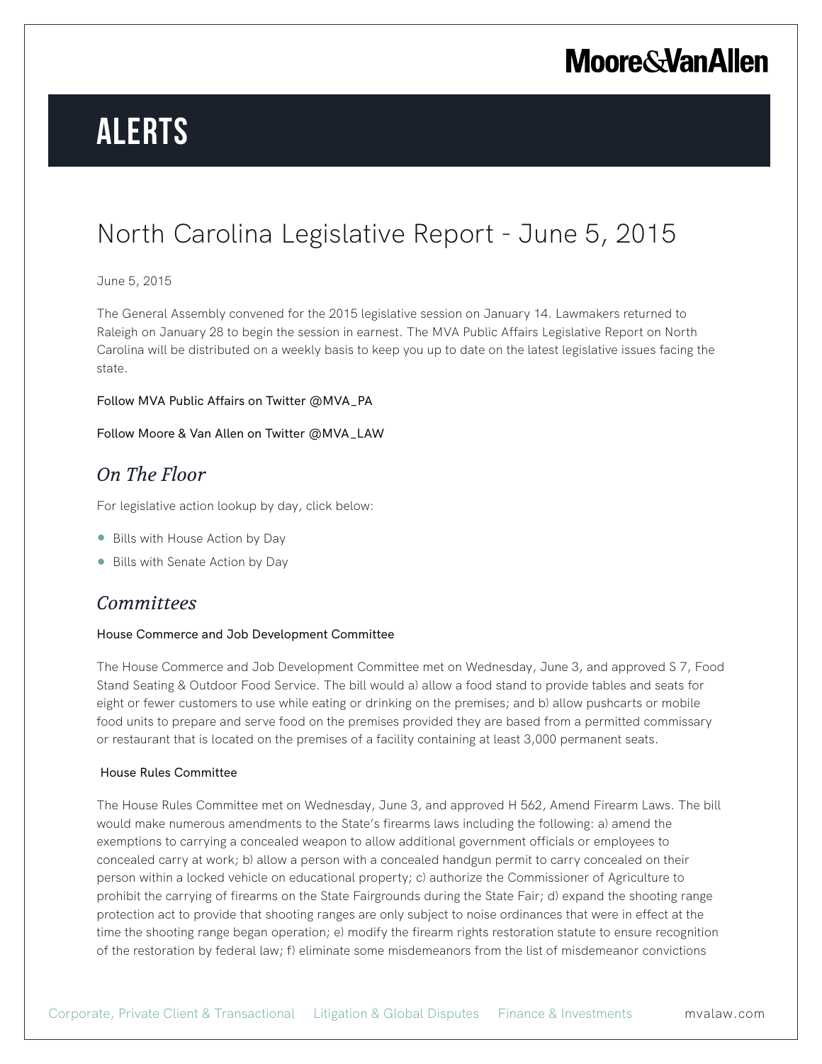# ALERTS

## North Carolina Legislative Report - June 5, 2015

June 5, 2015

The General Assembly convened for the 2015 legislative session on January 14. Lawmakers returned to Raleigh on January 28 to begin the session in earnest. The MVA Public Affairs Legislative Report on North Carolina will be distributed on a weekly basis to keep you up to date on the latest legislative issues facing the state.

Follow MVA Public Affairs on Twitter @MVA_PA

Follow Moore & Van Allen on Twitter @MVA_LAW

### *On The Floor*

For legislative action lookup by day, click below:

- Bills with House Action by Day
- Bills with Senate Action by Day

### *Committees*

#### House Commerce and Job Development Committee

The House Commerce and Job Development Committee met on Wednesday, June 3, and approved S 7, Food Stand Seating & Outdoor Food Service. The bill would a) allow a food stand to provide tables and seats for eight or fewer customers to use while eating or drinking on the premises; and b) allow pushcarts or mobile food units to prepare and serve food on the premises provided they are based from a permitted commissary or restaurant that is located on the premises of a facility containing at least 3,000 permanent seats.

#### House Rules Committee

The House Rules Committee met on Wednesday, June 3, and approved H 562, Amend Firearm Laws. The bill would make numerous amendments to the State's firearms laws including the following: a) amend the exemptions to carrying a concealed weapon to allow additional government officials or employees to concealed carry at work; b) allow a person with a concealed handgun permit to carry concealed on their person within a locked vehicle on educational property; c) authorize the Commissioner of Agriculture to prohibit the carrying of firearms on the State Fairgrounds during the State Fair; d) expand the shooting range protection act to provide that shooting ranges are only subject to noise ordinances that were in effect at the time the shooting range began operation; e) modify the firearm rights restoration statute to ensure recognition of the restoration by federal law; f) eliminate some misdemeanors from the list of misdemeanor convictions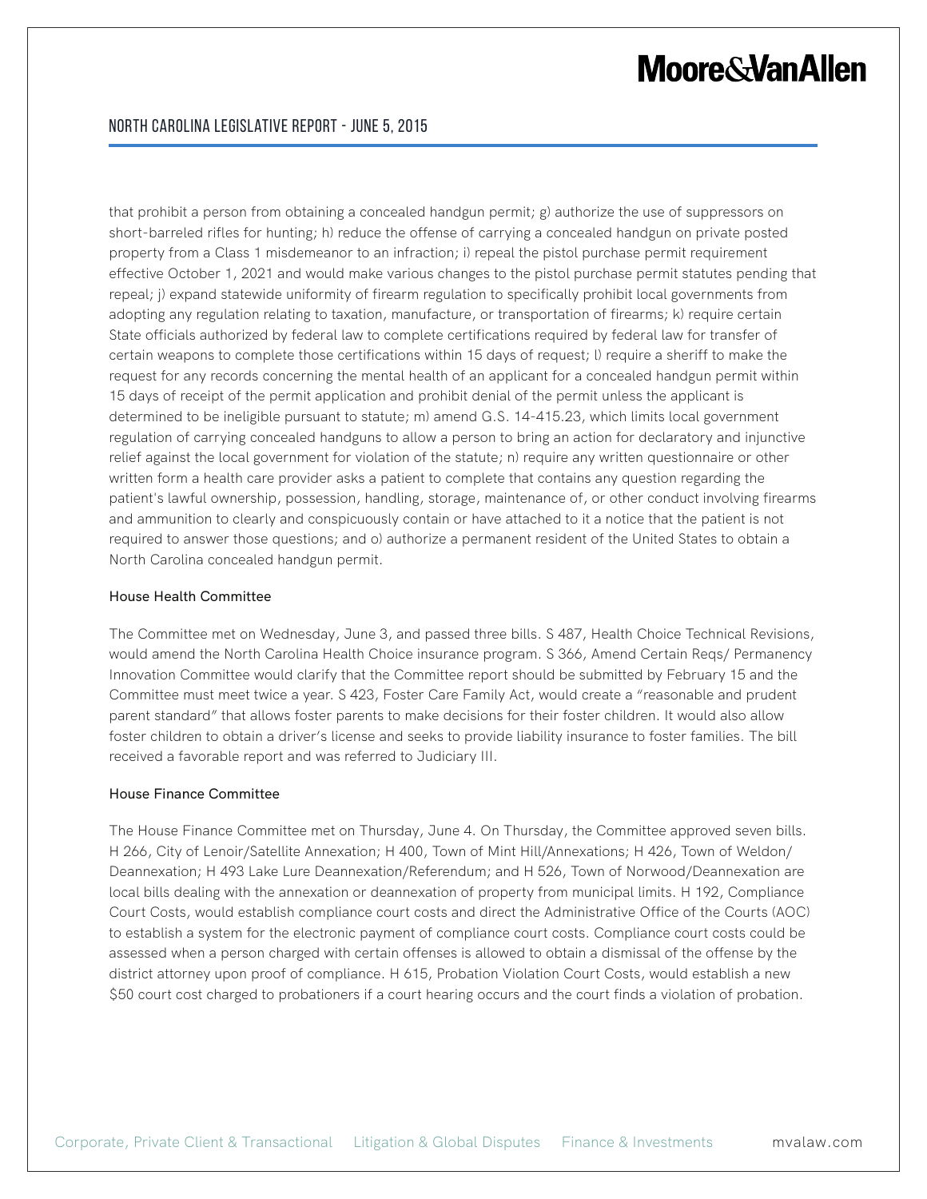that prohibit a person from obtaining a concealed handgun permit; g) authorize the use of suppressors on short-barreled rifles for hunting; h) reduce the offense of carrying a concealed handgun on private posted property from a Class 1 misdemeanor to an infraction; i) repeal the pistol purchase permit requirement effective October 1, 2021 and would make various changes to the pistol purchase permit statutes pending that repeal; j) expand statewide uniformity of firearm regulation to specifically prohibit local governments from adopting any regulation relating to taxation, manufacture, or transportation of firearms; k) require certain State officials authorized by federal law to complete certifications required by federal law for transfer of certain weapons to complete those certifications within 15 days of request; l) require a sheriff to make the request for any records concerning the mental health of an applicant for a concealed handgun permit within 15 days of receipt of the permit application and prohibit denial of the permit unless the applicant is determined to be ineligible pursuant to statute; m) amend G.S. 14-415.23, which limits local government regulation of carrying concealed handguns to allow a person to bring an action for declaratory and injunctive relief against the local government for violation of the statute; n) require any written questionnaire or other written form a health care provider asks a patient to complete that contains any question regarding the patient's lawful ownership, possession, handling, storage, maintenance of, or other conduct involving firearms and ammunition to clearly and conspicuously contain or have attached to it a notice that the patient is not required to answer those questions; and o) authorize a permanent resident of the United States to obtain a North Carolina concealed handgun permit.

### House Health Committee

The Committee met on Wednesday, June 3, and passed three bills. S 487, Health Choice Technical Revisions, would amend the North Carolina Health Choice insurance program. S 366, Amend Certain Reqs/ Permanency Innovation Committee would clarify that the Committee report should be submitted by February 15 and the Committee must meet twice a year. S 423, Foster Care Family Act, would create a "reasonable and prudent parent standard" that allows foster parents to make decisions for their foster children. It would also allow foster children to obtain a driver's license and seeks to provide liability insurance to foster families. The bill received a favorable report and was referred to Judiciary III.

### House Finance Committee

The House Finance Committee met on Thursday, June 4. On Thursday, the Committee approved seven bills. H 266, City of Lenoir/Satellite Annexation; H 400, Town of Mint Hill/Annexations; H 426, Town of Weldon/ Deannexation; H 493 Lake Lure Deannexation/Referendum; and H 526, Town of Norwood/Deannexation are local bills dealing with the annexation or deannexation of property from municipal limits. H 192, Compliance Court Costs, would establish compliance court costs and direct the Administrative Office of the Courts (AOC) to establish a system for the electronic payment of compliance court costs. Compliance court costs could be assessed when a person charged with certain offenses is allowed to obtain a dismissal of the offense by the district attorney upon proof of compliance. H 615, Probation Violation Court Costs, would establish a new $50 court cost charged to probationers if a court hearing occurs and the court finds a violation of probation.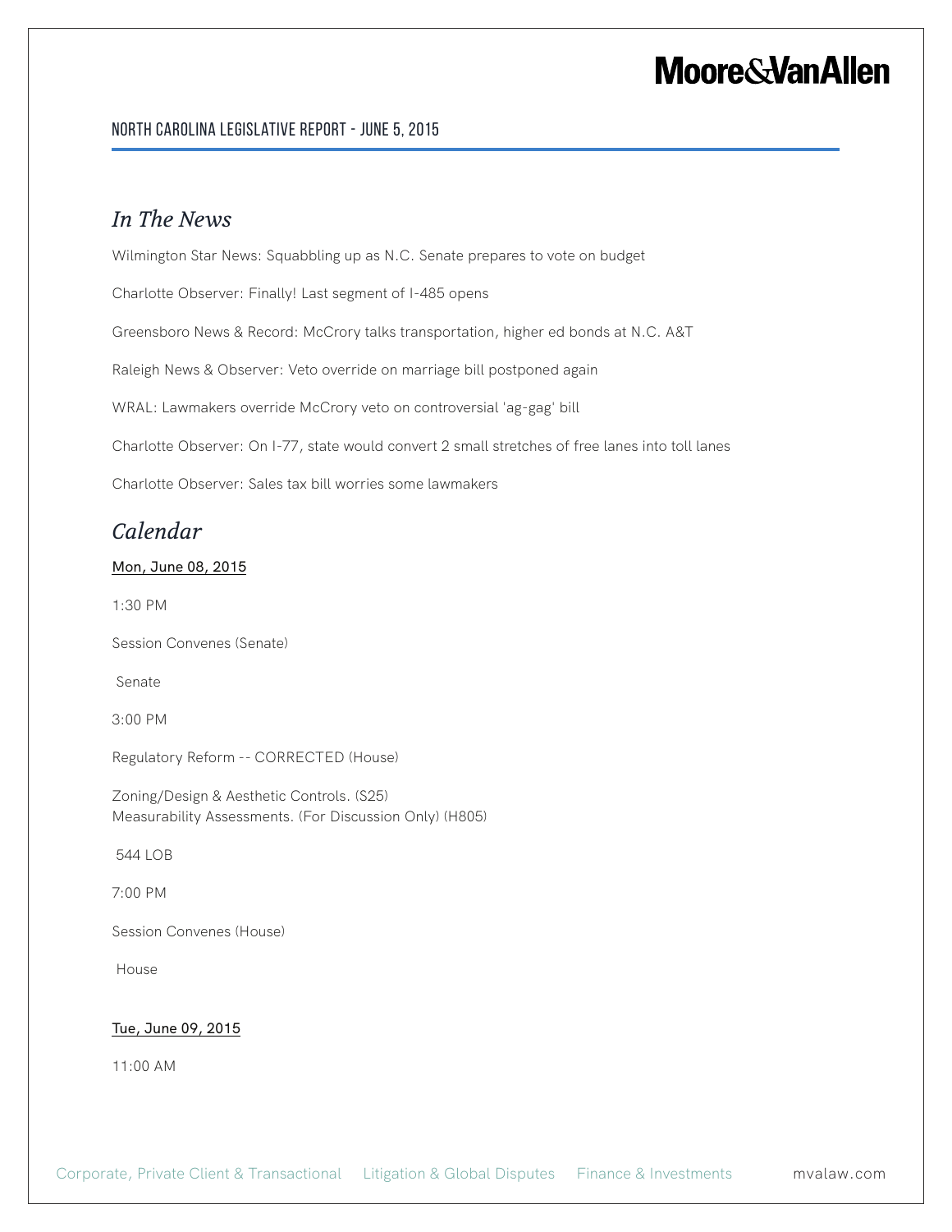## In The News

Wilmington Star News: Squabbling up as N.C. Senate prepares to vote on budget

Charlotte Observer: Finally! Last segment of I-485 opens

Greensboro News & Record: McCrory talks transportation, higher ed bonds at N.C. A&T

Raleigh News & Observer: Veto override on marriage bill postponed again

WRAL: Lawmakers override McCrory veto on controversial 'ag-gag' bill

Charlotte Observer: On I-77, state would convert 2 small stretches of free lanes into toll lanes

Charlotte Observer: Sales tax bill worries some lawmakers

## Calendar

Mon, June 08, 2015

1:30 PM

Session Convenes (Senate)

Senate

3:00 PM

Regulatory Reform -- CORRECTED (House)

Zoning/Design & Aesthetic Controls. (S25)
Measurability Assessments. (For Discussion Only) (H805)

544 LOB

7:00 PM

Session Convenes (House)

House

Tue, June 09, 2015

11:00 AM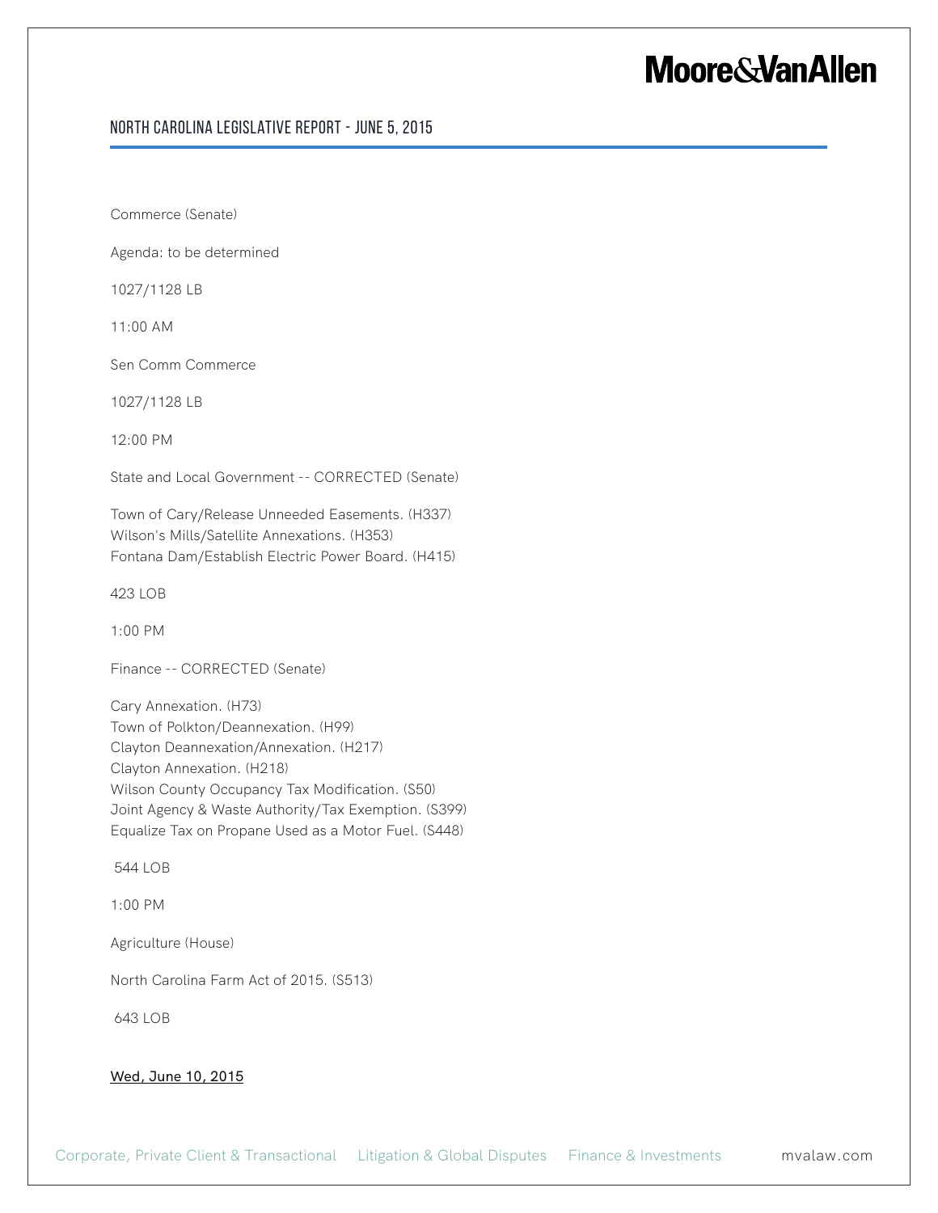Commerce (Senate)

Agenda: to be determined

1027/1128 LB

11:00 AM

Sen Comm Commerce

1027/1128 LB

12:00 PM

State and Local Government -- CORRECTED (Senate)

Town of Cary/Release Unneeded Easements. (H337)
Wilson's Mills/Satellite Annexations. (H353)
Fontana Dam/Establish Electric Power Board. (H415)

423 LOB

1:00 PM

Finance -- CORRECTED (Senate)

Cary Annexation. (H73)
Town of Polkton/Deannexation. (H99)
Clayton Deannexation/Annexation. (H217)
Clayton Annexation. (H218)
Wilson County Occupancy Tax Modification. (S50)
Joint Agency & Waste Authority/Tax Exemption. (S399)
Equalize Tax on Propane Used as a Motor Fuel. (S448)

544 LOB

1:00 PM

Agriculture (House)

North Carolina Farm Act of 2015. (S513)

643 LOB

<u>Wed, June 10, 2015</u>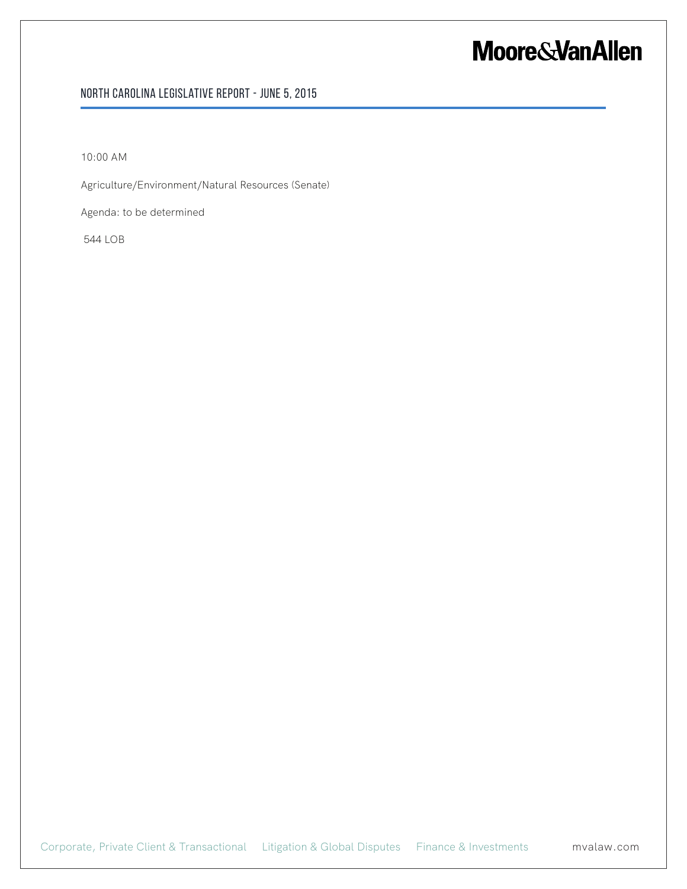10:00 AM

Agriculture/Environment/Natural Resources (Senate)

Agenda: to be determined

544 LOB